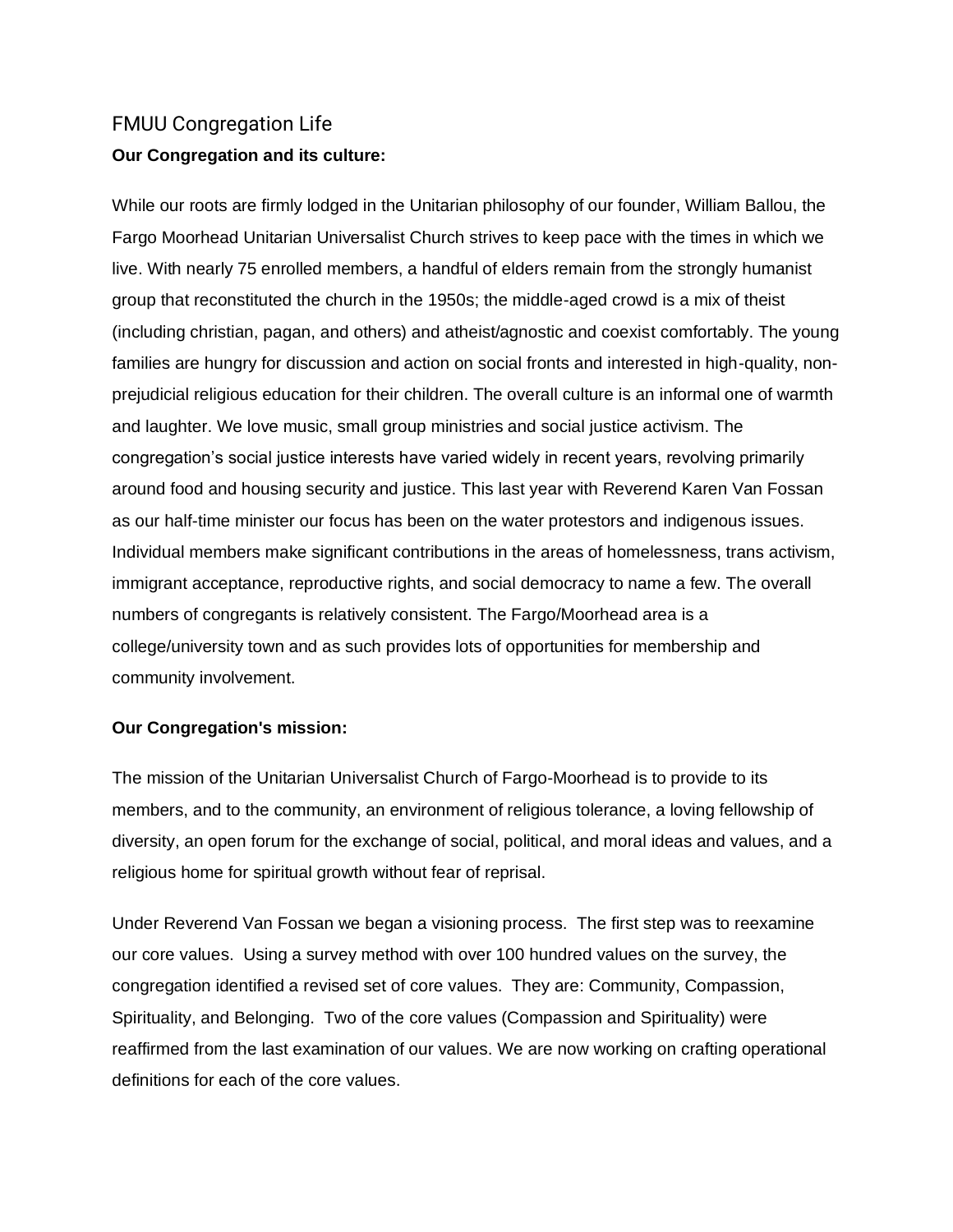# FMUU Congregation Life

**Our Congregation and its culture:**

While our roots are firmly lodged in the Unitarian philosophy of our founder, William Ballou, the Fargo Moorhead Unitarian Universalist Church strives to keep pace with the times in which we live. With nearly 75 enrolled members, a handful of elders remain from the strongly humanist group that reconstituted the church in the 1950s; the middle-aged crowd is a mix of theist (including christian, pagan, and others) and atheist/agnostic and coexist comfortably. The young families are hungry for discussion and action on social fronts and interested in high-quality, non-prejudicial religious education for their children. The overall culture is an informal one of warmth and laughter. We love music, small group ministries and social justice activism. The congregation's social justice interests have varied widely in recent years, revolving primarily around food and housing security and justice. This last year with Reverend Karen Van Fossan as our half-time minister our focus has been on the water protestors and indigenous issues. Individual members make significant contributions in the areas of homelessness, trans activism, immigrant acceptance, reproductive rights, and social democracy to name a few. The overall numbers of congregants is relatively consistent. The Fargo/Moorhead area is a college/university town and as such provides lots of opportunities for membership and community involvement.

**Our Congregation's mission:**

The mission of the Unitarian Universalist Church of Fargo-Moorhead is to provide to its members, and to the community, an environment of religious tolerance, a loving fellowship of diversity, an open forum for the exchange of social, political, and moral ideas and values, and a religious home for spiritual growth without fear of reprisal.

Under Reverend Van Fossan we began a visioning process. The first step was to reexamine our core values. Using a survey method with over 100 hundred values on the survey, the congregation identified a revised set of core values. They are: Community, Compassion, Spirituality, and Belonging. Two of the core values (Compassion and Spirituality) were reaffirmed from the last examination of our values. We are now working on crafting operational definitions for each of the core values.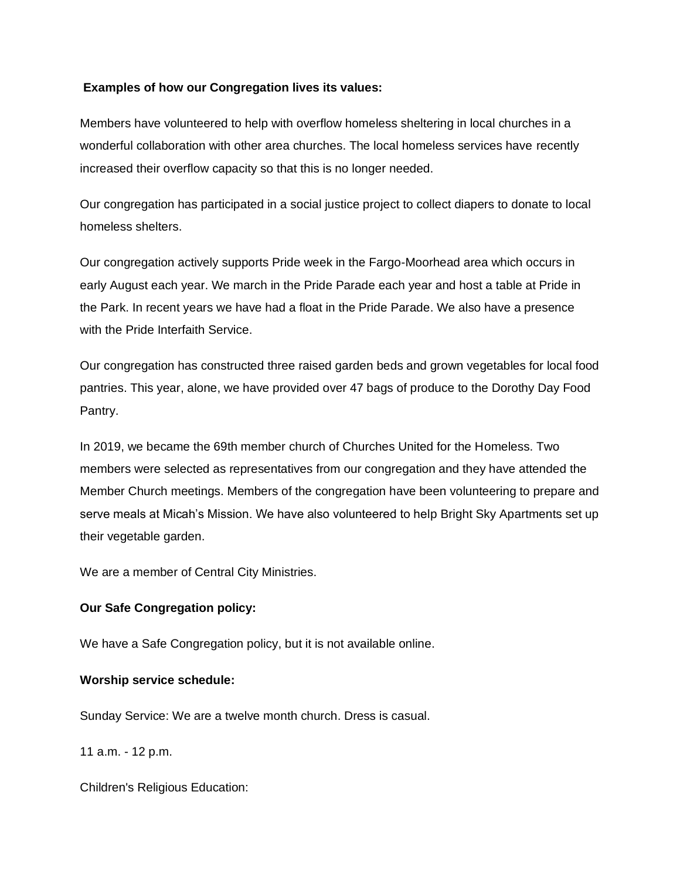**Examples of how our Congregation lives its values:**

Members have volunteered to help with overflow homeless sheltering in local churches in a wonderful collaboration with other area churches. The local homeless services have recently increased their overflow capacity so that this is no longer needed.

Our congregation has participated in a social justice project to collect diapers to donate to local homeless shelters.

Our congregation actively supports Pride week in the Fargo-Moorhead area which occurs in early August each year. We march in the Pride Parade each year and host a table at Pride in the Park. In recent years we have had a float in the Pride Parade. We also have a presence with the Pride Interfaith Service.

Our congregation has constructed three raised garden beds and grown vegetables for local food pantries. This year, alone, we have provided over 47 bags of produce to the Dorothy Day Food Pantry.

In 2019, we became the 69th member church of Churches United for the Homeless. Two members were selected as representatives from our congregation and they have attended the Member Church meetings. Members of the congregation have been volunteering to prepare and serve meals at Micah's Mission. We have also volunteered to help Bright Sky Apartments set up their vegetable garden.

We are a member of Central City Ministries.

**Our Safe Congregation policy:**

We have a Safe Congregation policy, but it is not available online.

**Worship service schedule:**

Sunday Service: We are a twelve month church. Dress is casual.

11 a.m. - 12 p.m.

Children's Religious Education: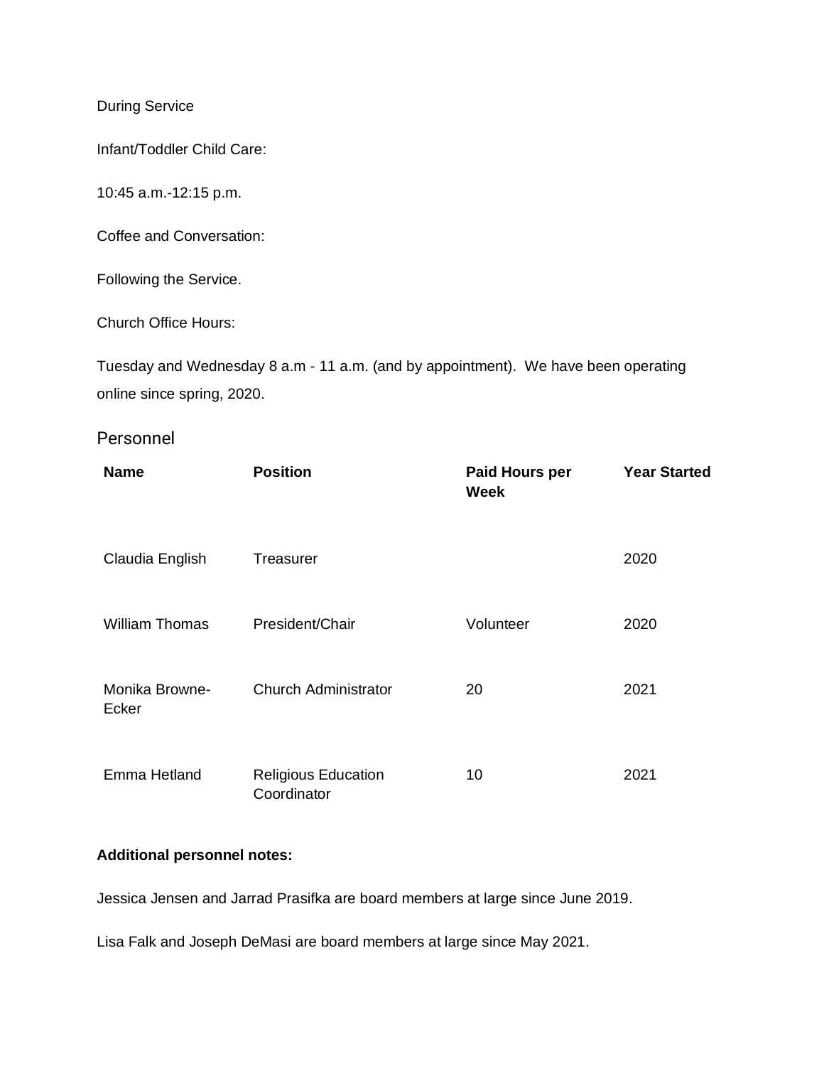During Service

Infant/Toddler Child Care:

10:45 a.m.-12:15 p.m.

Coffee and Conversation:

Following the Service.

Church Office Hours:

Tuesday and Wednesday 8 a.m - 11 a.m. (and by appointment). We have been operating online since spring, 2020.

## Personnel

| Name | Position | Paid Hours per Week | Year Started |
|---|---|---|---|
| Claudia English | Treasurer | | 2020 |
| William Thomas | President/Chair | Volunteer | 2020 |
| Monika Browne-Ecker | Church Administrator | 20 | 2021 |
| Emma Hetland | Religious Education Coordinator | 10 | 2021 |

**Additional personnel notes:**

Jessica Jensen and Jarrad Prasifka are board members at large since June 2019.

Lisa Falk and Joseph DeMasi are board members at large since May 2021.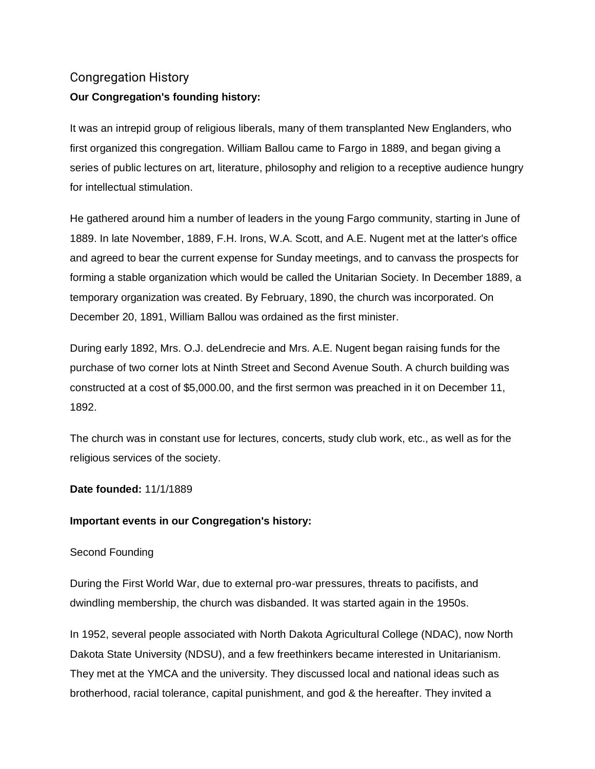## Congregation History

**Our Congregation's founding history:**

It was an intrepid group of religious liberals, many of them transplanted New Englanders, who first organized this congregation. William Ballou came to Fargo in 1889, and began giving a series of public lectures on art, literature, philosophy and religion to a receptive audience hungry for intellectual stimulation.

He gathered around him a number of leaders in the young Fargo community, starting in June of 1889. In late November, 1889, F.H. Irons, W.A. Scott, and A.E. Nugent met at the latter's office and agreed to bear the current expense for Sunday meetings, and to canvass the prospects for forming a stable organization which would be called the Unitarian Society. In December 1889, a temporary organization was created. By February, 1890, the church was incorporated. On December 20, 1891, William Ballou was ordained as the first minister.

During early 1892, Mrs. O.J. deLendrecie and Mrs. A.E. Nugent began raising funds for the purchase of two corner lots at Ninth Street and Second Avenue South. A church building was constructed at a cost of $5,000.00, and the first sermon was preached in it on December 11, 1892.

The church was in constant use for lectures, concerts, study club work, etc., as well as for the religious services of the society.

**Date founded:** 11/1/1889

**Important events in our Congregation's history:**

Second Founding

During the First World War, due to external pro-war pressures, threats to pacifists, and dwindling membership, the church was disbanded. It was started again in the 1950s.

In 1952, several people associated with North Dakota Agricultural College (NDAC), now North Dakota State University (NDSU), and a few freethinkers became interested in Unitarianism. They met at the YMCA and the university. They discussed local and national ideas such as brotherhood, racial tolerance, capital punishment, and god & the hereafter. They invited a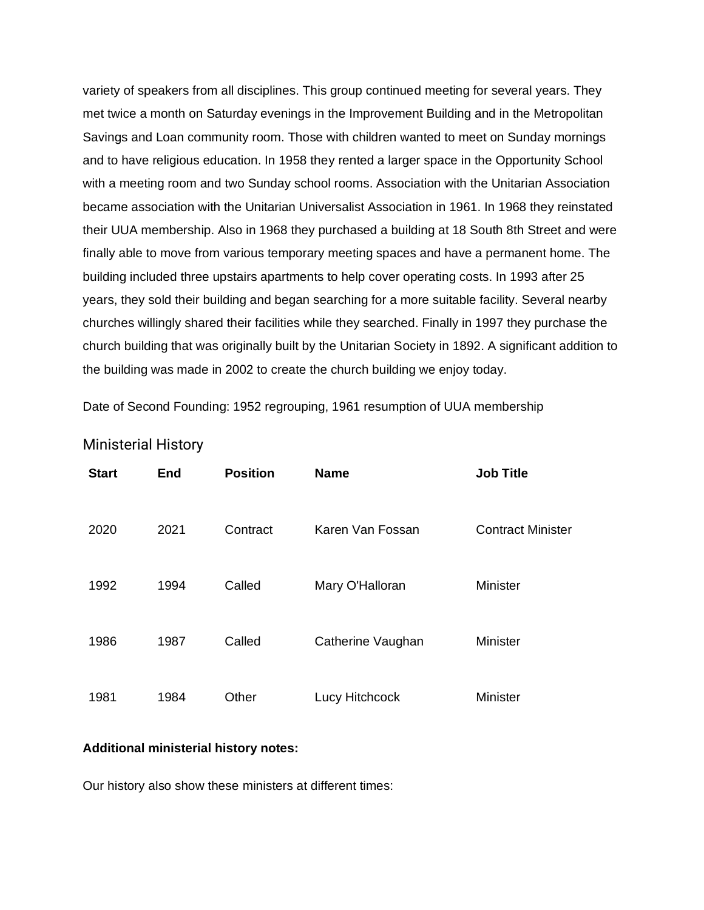variety of speakers from all disciplines. This group continued meeting for several years. They met twice a month on Saturday evenings in the Improvement Building and in the Metropolitan Savings and Loan community room. Those with children wanted to meet on Sunday mornings and to have religious education. In 1958 they rented a larger space in the Opportunity School with a meeting room and two Sunday school rooms. Association with the Unitarian Association became association with the Unitarian Universalist Association in 1961. In 1968 they reinstated their UUA membership. Also in 1968 they purchased a building at 18 South 8th Street and were finally able to move from various temporary meeting spaces and have a permanent home. The building included three upstairs apartments to help cover operating costs. In 1993 after 25 years, they sold their building and began searching for a more suitable facility. Several nearby churches willingly shared their facilities while they searched. Finally in 1997 they purchase the church building that was originally built by the Unitarian Society in 1892. A significant addition to the building was made in 2002 to create the church building we enjoy today.

Date of Second Founding: 1952 regrouping, 1961 resumption of UUA membership

## Ministerial History

| Start | End | Position | Name | Job Title |
|---|---|---|---|---|
| 2020 | 2021 | Contract | Karen Van Fossan | Contract Minister |
| 1992 | 1994 | Called | Mary O'Halloran | Minister |
| 1986 | 1987 | Called | Catherine Vaughan | Minister |
| 1981 | 1984 | Other | Lucy Hitchcock | Minister |

**Additional ministerial history notes:**

Our history also show these ministers at different times: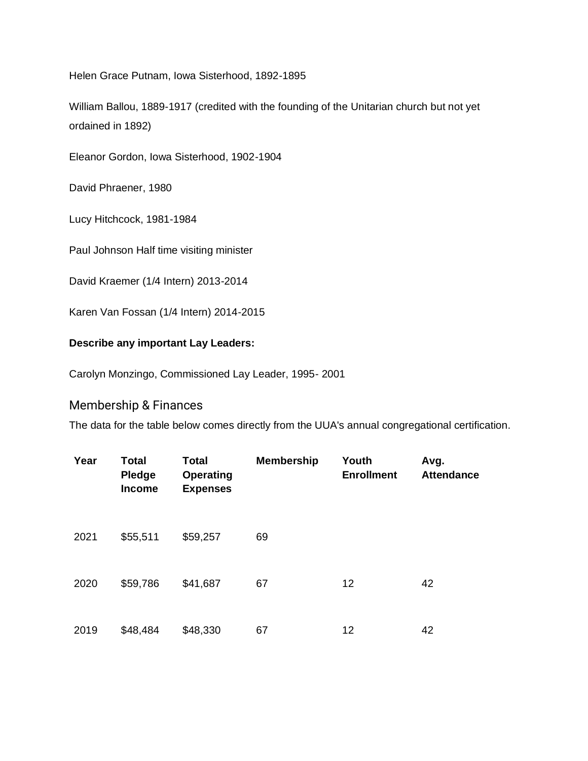Helen Grace Putnam, Iowa Sisterhood, 1892-1895

William Ballou, 1889-1917 (credited with the founding of the Unitarian church but not yet ordained in 1892)

Eleanor Gordon, Iowa Sisterhood, 1902-1904

David Phraener, 1980

Lucy Hitchcock, 1981-1984

Paul Johnson Half time visiting minister

David Kraemer (1/4 Intern) 2013-2014

Karen Van Fossan (1/4 Intern) 2014-2015

**Describe any important Lay Leaders:**

Carolyn Monzingo, Commissioned Lay Leader, 1995- 2001

## Membership & Finances

The data for the table below comes directly from the UUA's annual congregational certification.

| Year | Total Pledge Income | Total Operating Expenses | Membership | Youth Enrollment | Avg. Attendance |
|---|---|---|---|---|---|
| 2021 | $55,511 | $59,257 | 69 | | |
| 2020 | $59,786 | $41,687 | 67 | 12 | 42 |
| 2019 | $48,484 | $48,330 | 67 | 12 | 42 |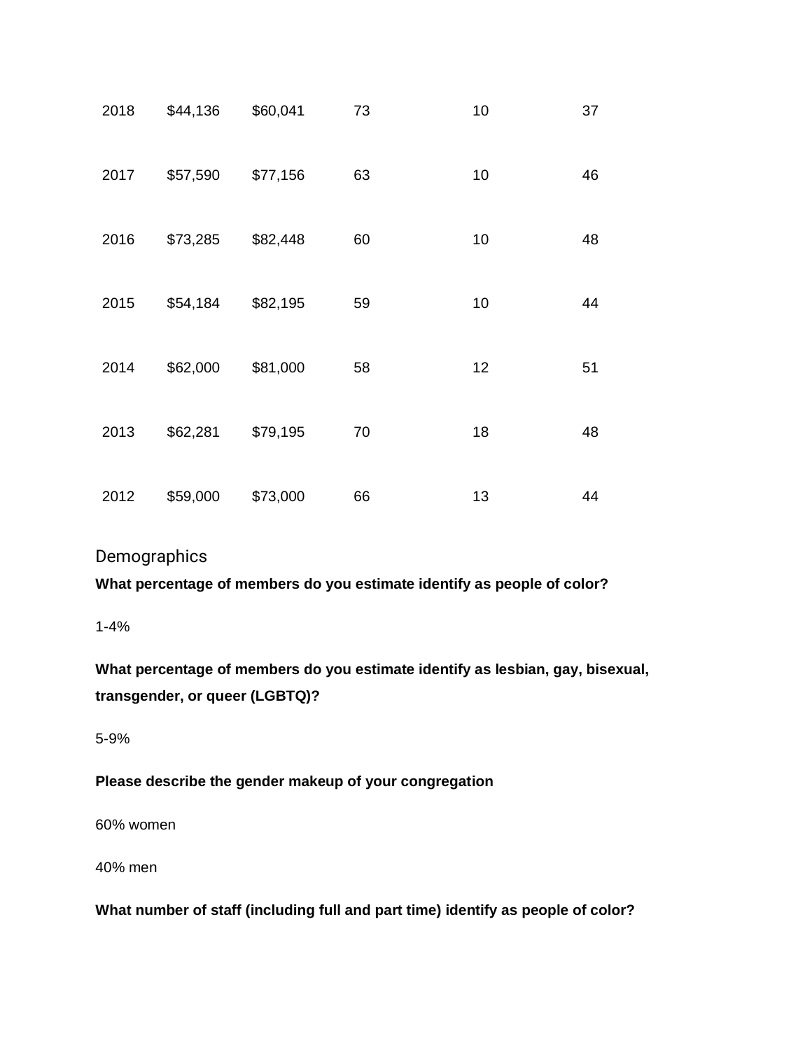| | | | | | |
|---|---|---|---|---|---|
| 2018 | $44,136 | $60,041 | 73 | 10 | 37 |
| 2017 | $57,590 | $77,156 | 63 | 10 | 46 |
| 2016 | $73,285 | $82,448 | 60 | 10 | 48 |
| 2015 | $54,184 | $82,195 | 59 | 10 | 44 |
| 2014 | $62,000 | $81,000 | 58 | 12 | 51 |
| 2013 | $62,281 | $79,195 | 70 | 18 | 48 |
| 2012 | $59,000 | $73,000 | 66 | 13 | 44 |

## Demographics

**What percentage of members do you estimate identify as people of color?**

1-4%

**What percentage of members do you estimate identify as lesbian, gay, bisexual, transgender, or queer (LGBTQ)?**

5-9%

**Please describe the gender makeup of your congregation**

60% women

40% men

**What number of staff (including full and part time) identify as people of color?**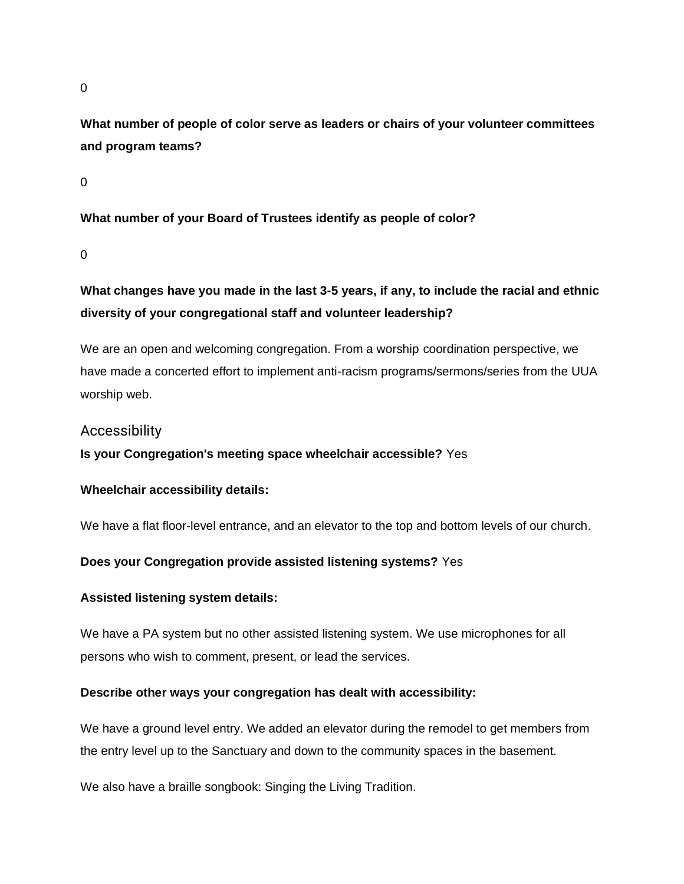0

**What number of people of color serve as leaders or chairs of your volunteer committees and program teams?**

0

**What number of your Board of Trustees identify as people of color?**

0

**What changes have you made in the last 3-5 years, if any, to include the racial and ethnic diversity of your congregational staff and volunteer leadership?**

We are an open and welcoming congregation. From a worship coordination perspective, we have made a concerted effort to implement anti-racism programs/sermons/series from the UUA worship web.

## Accessibility

**Is your Congregation's meeting space wheelchair accessible?** Yes

**Wheelchair accessibility details:**

We have a flat floor-level entrance, and an elevator to the top and bottom levels of our church.

**Does your Congregation provide assisted listening systems?** Yes

**Assisted listening system details:**

We have a PA system but no other assisted listening system. We use microphones for all persons who wish to comment, present, or lead the services.

**Describe other ways your congregation has dealt with accessibility:**

We have a ground level entry. We added an elevator during the remodel to get members from the entry level up to the Sanctuary and down to the community spaces in the basement.

We also have a braille songbook: Singing the Living Tradition.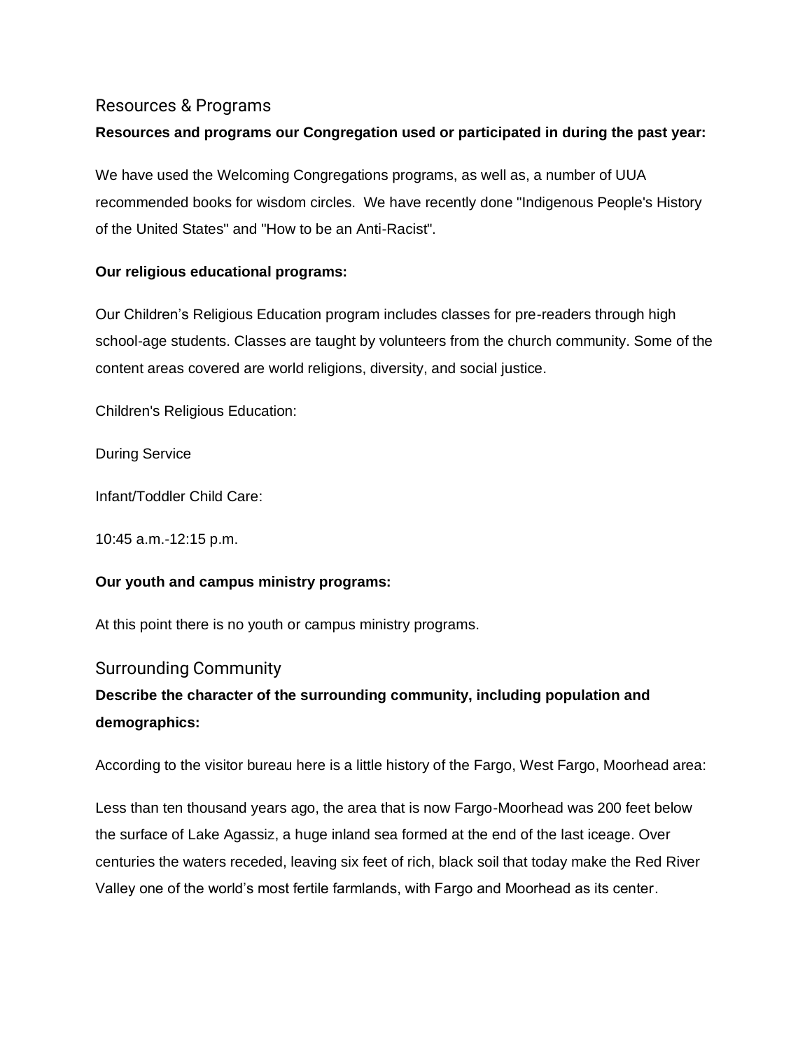## Resources & Programs

**Resources and programs our Congregation used or participated in during the past year:**

We have used the Welcoming Congregations programs, as well as, a number of UUA recommended books for wisdom circles. We have recently done "Indigenous People's History of the United States" and "How to be an Anti-Racist".

**Our religious educational programs:**

Our Children's Religious Education program includes classes for pre-readers through high school-age students. Classes are taught by volunteers from the church community. Some of the content areas covered are world religions, diversity, and social justice.

Children's Religious Education:

During Service

Infant/Toddler Child Care:

10:45 a.m.-12:15 p.m.

**Our youth and campus ministry programs:**

At this point there is no youth or campus ministry programs.

## Surrounding Community

**Describe the character of the surrounding community, including population and demographics:**

According to the visitor bureau here is a little history of the Fargo, West Fargo, Moorhead area:

Less than ten thousand years ago, the area that is now Fargo-Moorhead was 200 feet below the surface of Lake Agassiz, a huge inland sea formed at the end of the last iceage. Over centuries the waters receded, leaving six feet of rich, black soil that today make the Red River Valley one of the world's most fertile farmlands, with Fargo and Moorhead as its center.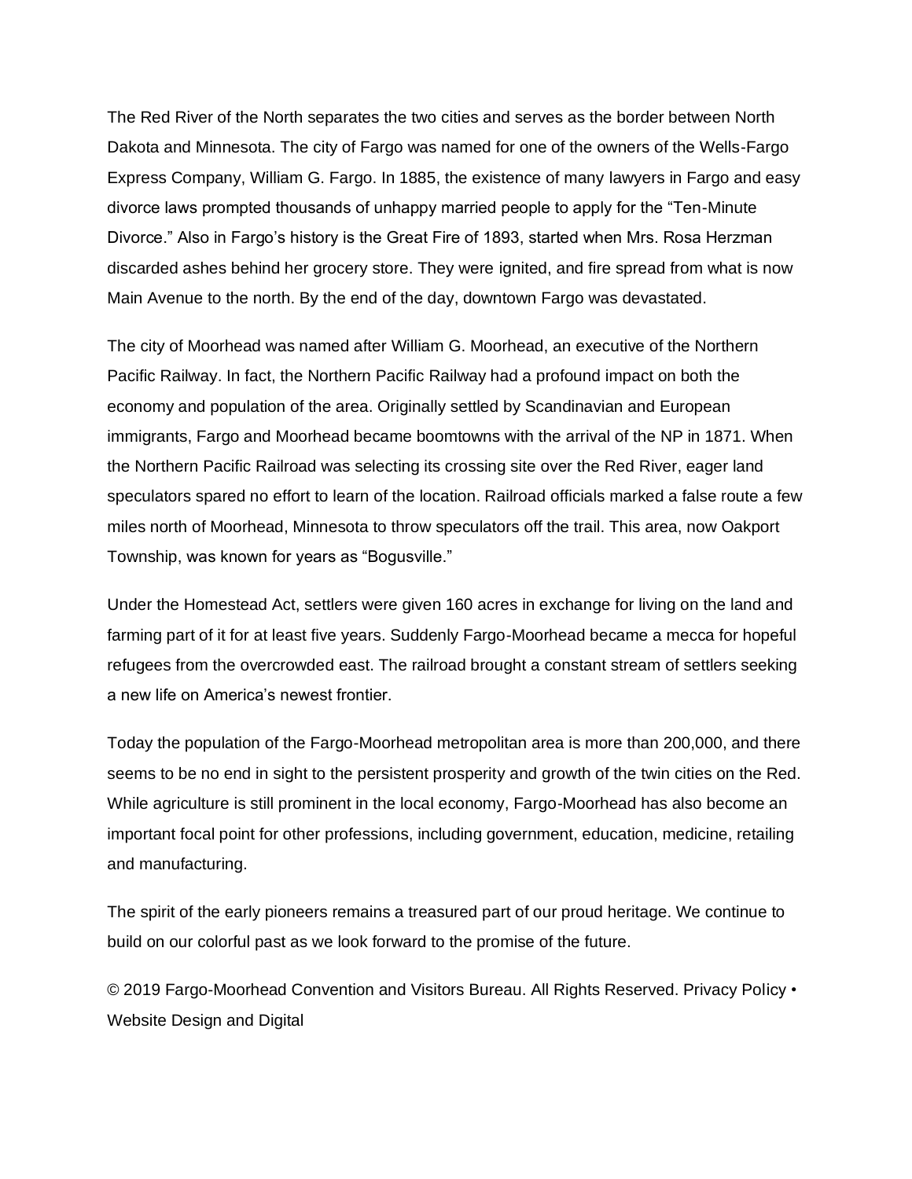The Red River of the North separates the two cities and serves as the border between North Dakota and Minnesota. The city of Fargo was named for one of the owners of the Wells-Fargo Express Company, William G. Fargo. In 1885, the existence of many lawyers in Fargo and easy divorce laws prompted thousands of unhappy married people to apply for the "Ten-Minute Divorce." Also in Fargo's history is the Great Fire of 1893, started when Mrs. Rosa Herzman discarded ashes behind her grocery store. They were ignited, and fire spread from what is now Main Avenue to the north. By the end of the day, downtown Fargo was devastated.

The city of Moorhead was named after William G. Moorhead, an executive of the Northern Pacific Railway. In fact, the Northern Pacific Railway had a profound impact on both the economy and population of the area. Originally settled by Scandinavian and European immigrants, Fargo and Moorhead became boomtowns with the arrival of the NP in 1871. When the Northern Pacific Railroad was selecting its crossing site over the Red River, eager land speculators spared no effort to learn of the location. Railroad officials marked a false route a few miles north of Moorhead, Minnesota to throw speculators off the trail. This area, now Oakport Township, was known for years as "Bogusville."

Under the Homestead Act, settlers were given 160 acres in exchange for living on the land and farming part of it for at least five years. Suddenly Fargo-Moorhead became a mecca for hopeful refugees from the overcrowded east. The railroad brought a constant stream of settlers seeking a new life on America's newest frontier.

Today the population of the Fargo-Moorhead metropolitan area is more than 200,000, and there seems to be no end in sight to the persistent prosperity and growth of the twin cities on the Red. While agriculture is still prominent in the local economy, Fargo-Moorhead has also become an important focal point for other professions, including government, education, medicine, retailing and manufacturing.

The spirit of the early pioneers remains a treasured part of our proud heritage. We continue to build on our colorful past as we look forward to the promise of the future.

© 2019 Fargo-Moorhead Convention and Visitors Bureau. All Rights Reserved. Privacy Policy • Website Design and Digital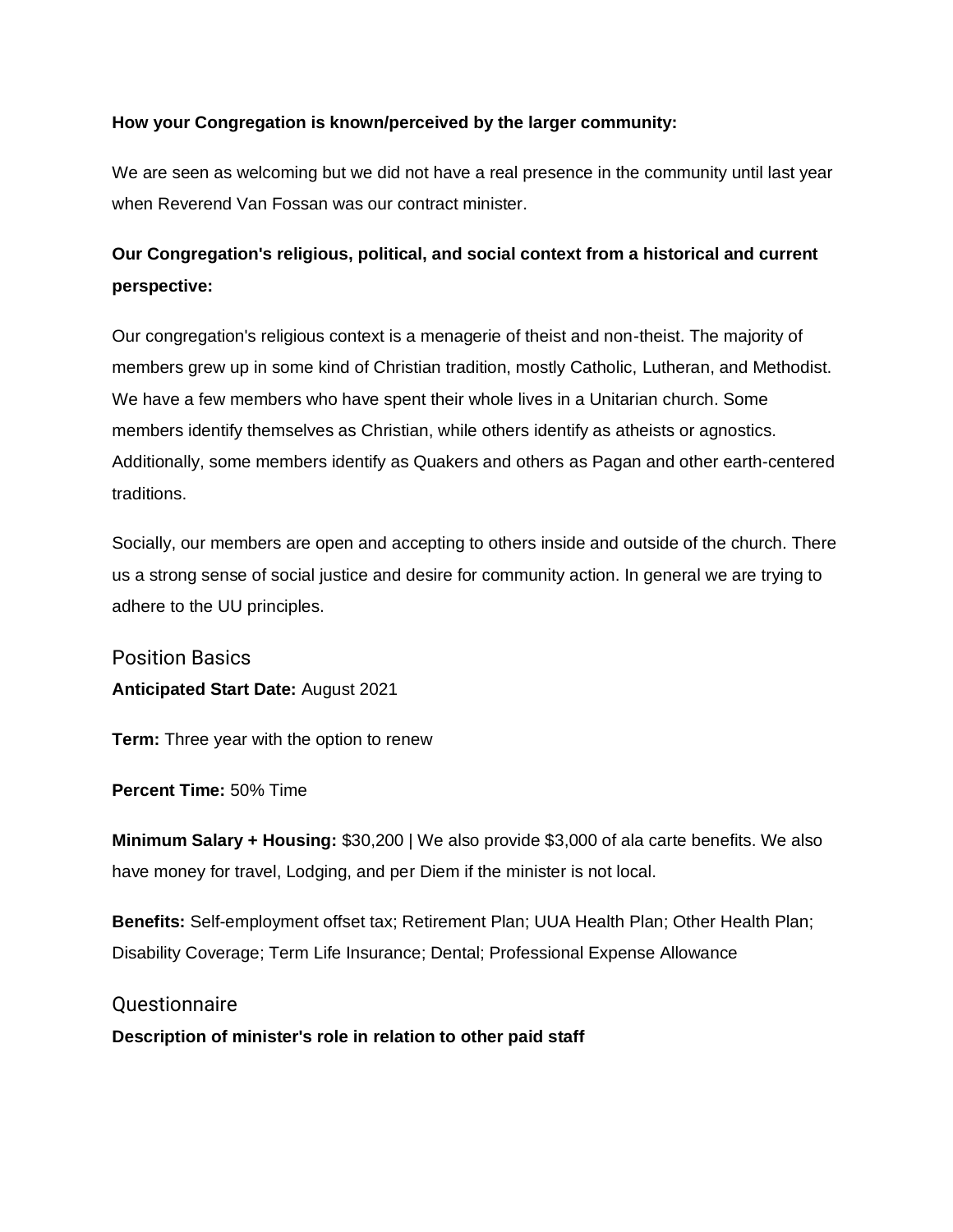**How your Congregation is known/perceived by the larger community:**

We are seen as welcoming but we did not have a real presence in the community until last year when Reverend Van Fossan was our contract minister.

**Our Congregation's religious, political, and social context from a historical and current perspective:**

Our congregation's religious context is a menagerie of theist and non-theist. The majority of members grew up in some kind of Christian tradition, mostly Catholic, Lutheran, and Methodist. We have a few members who have spent their whole lives in a Unitarian church. Some members identify themselves as Christian, while others identify as atheists or agnostics. Additionally, some members identify as Quakers and others as Pagan and other earth-centered traditions.

Socially, our members are open and accepting to others inside and outside of the church. There us a strong sense of social justice and desire for community action. In general we are trying to adhere to the UU principles.

## Position Basics

**Anticipated Start Date:** August 2021

**Term:** Three year with the option to renew

**Percent Time:** 50% Time

**Minimum Salary + Housing:** $30,200 | We also provide $3,000 of ala carte benefits. We also have money for travel, Lodging, and per Diem if the minister is not local.

**Benefits:** Self-employment offset tax; Retirement Plan; UUA Health Plan; Other Health Plan; Disability Coverage; Term Life Insurance; Dental; Professional Expense Allowance

## Questionnaire

**Description of minister's role in relation to other paid staff**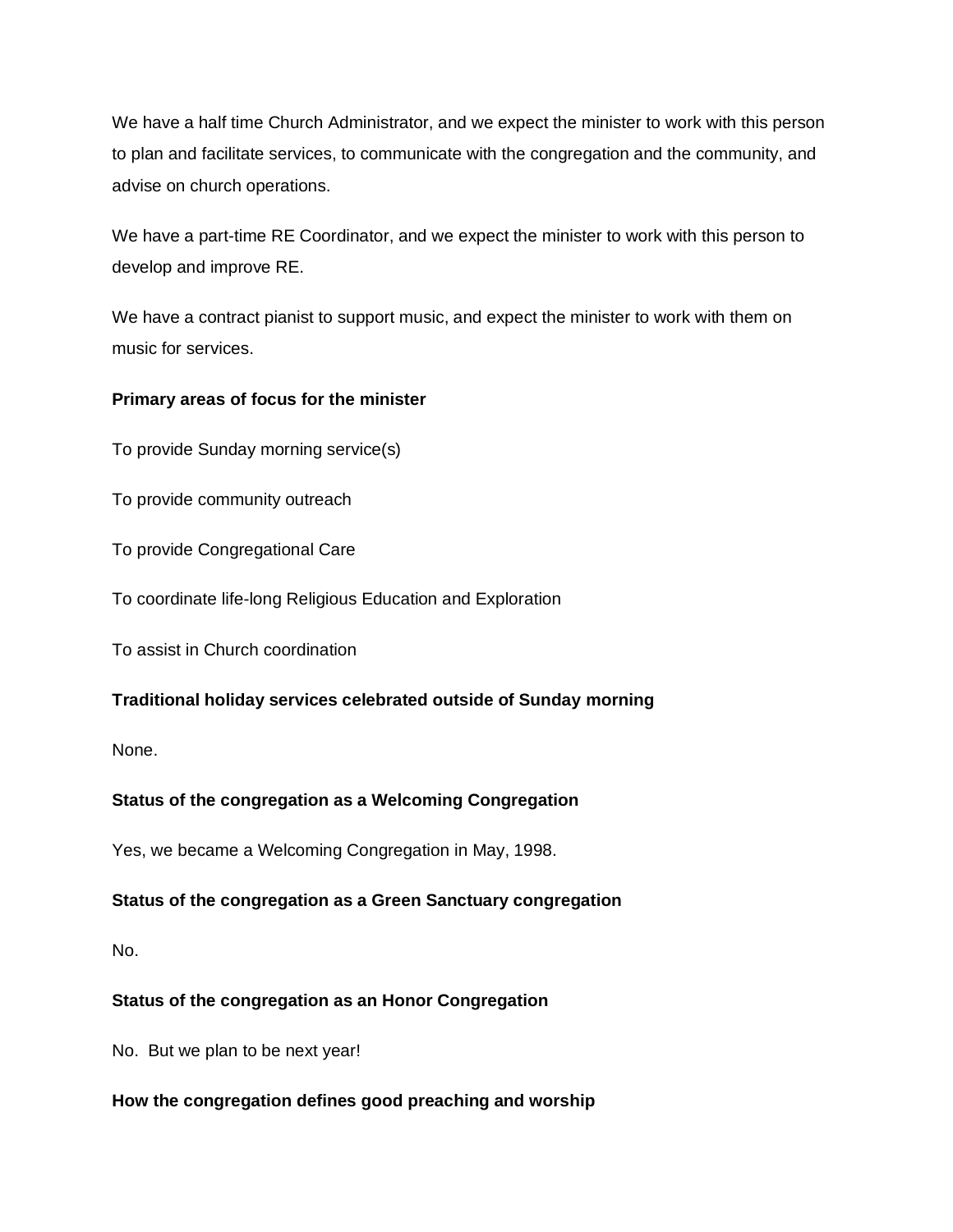We have a half time Church Administrator, and we expect the minister to work with this person to plan and facilitate services, to communicate with the congregation and the community, and advise on church operations.

We have a part-time RE Coordinator, and we expect the minister to work with this person to develop and improve RE.

We have a contract pianist to support music, and expect the minister to work with them on music for services.

**Primary areas of focus for the minister**

To provide Sunday morning service(s)

To provide community outreach

To provide Congregational Care

To coordinate life-long Religious Education and Exploration

To assist in Church coordination

**Traditional holiday services celebrated outside of Sunday morning**

None.

**Status of the congregation as a Welcoming Congregation**

Yes, we became a Welcoming Congregation in May, 1998.

**Status of the congregation as a Green Sanctuary congregation**

No.

**Status of the congregation as an Honor Congregation**

No. But we plan to be next year!

**How the congregation defines good preaching and worship**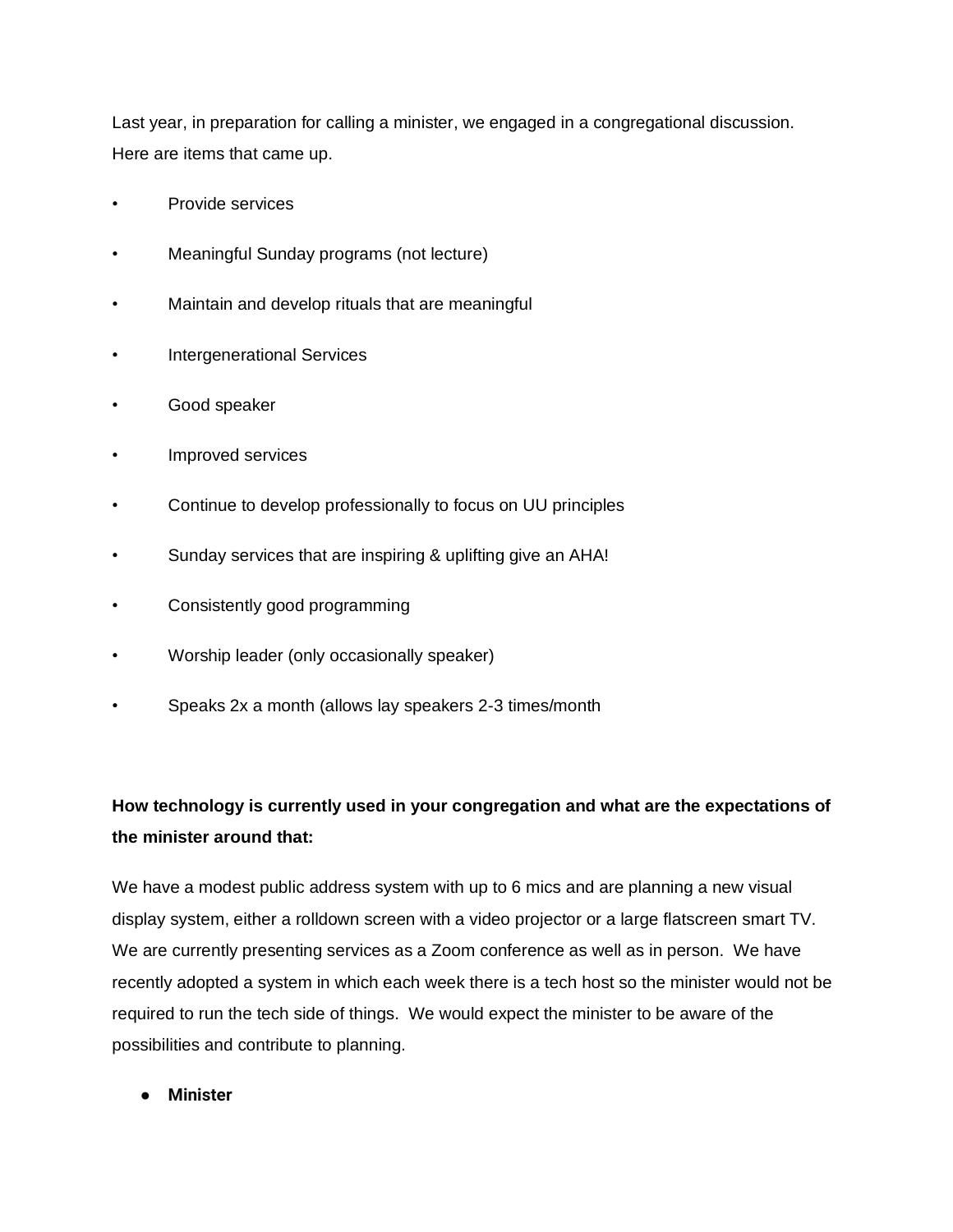Last year, in preparation for calling a minister, we engaged in a congregational discussion. Here are items that came up.

- Provide services
- Meaningful Sunday programs (not lecture)
- Maintain and develop rituals that are meaningful
- Intergenerational Services
- Good speaker
- Improved services
- Continue to develop professionally to focus on UU principles
- Sunday services that are inspiring & uplifting give an AHA!
- Consistently good programming
- Worship leader (only occasionally speaker)
- Speaks 2x a month (allows lay speakers 2-3 times/month

**How technology is currently used in your congregation and what are the expectations of the minister around that:**

We have a modest public address system with up to 6 mics and are planning a new visual display system, either a rolldown screen with a video projector or a large flatscreen smart TV. We are currently presenting services as a Zoom conference as well as in person. We have recently adopted a system in which each week there is a tech host so the minister would not be required to run the tech side of things. We would expect the minister to be aware of the possibilities and contribute to planning.

- **Minister**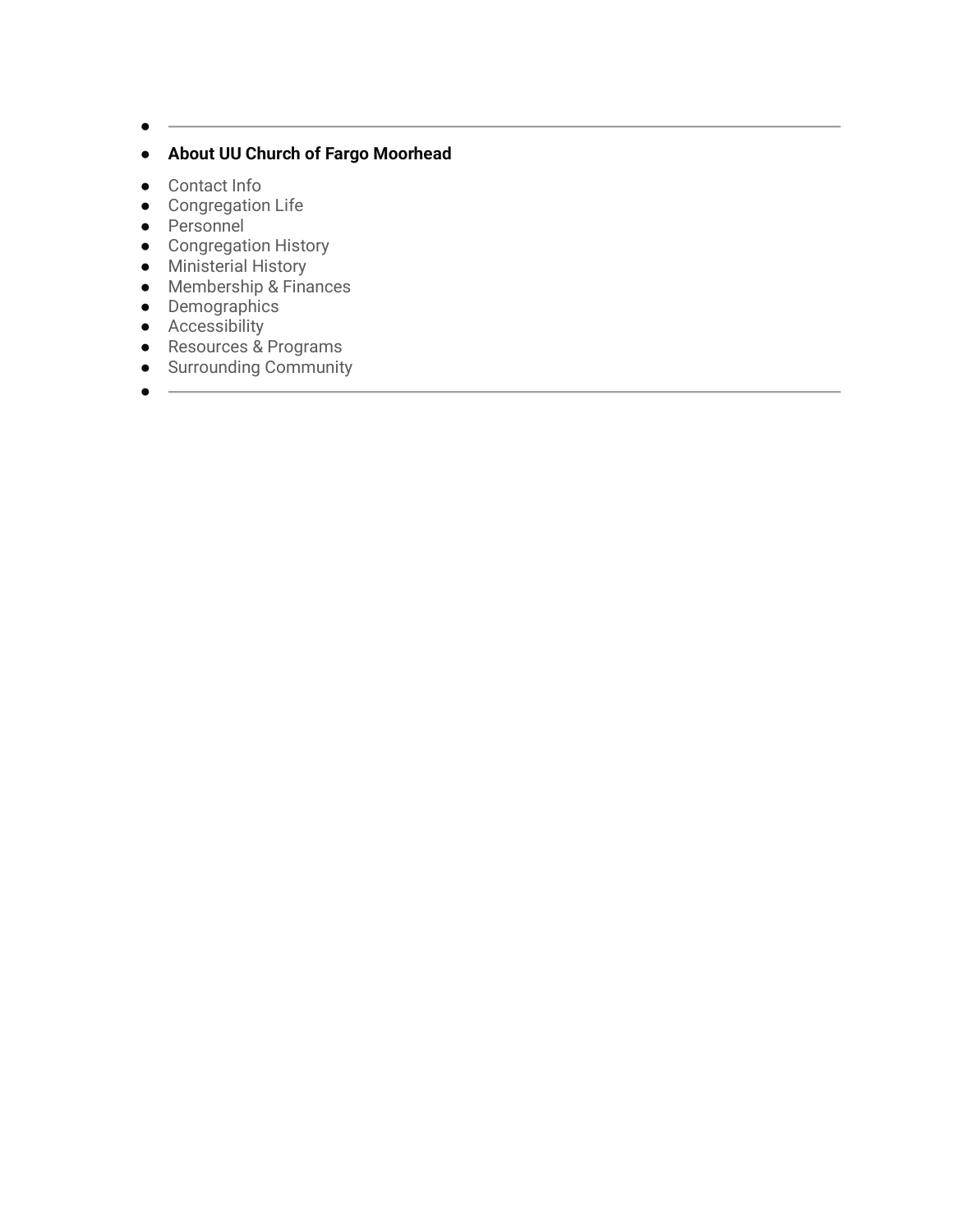---

- **About UU Church of Fargo Moorhead**

- Contact Info
- Congregation Life
- Personnel
- Congregation History
- Ministerial History
- Membership & Finances
- Demographics
- Accessibility
- Resources & Programs
- Surrounding Community

---